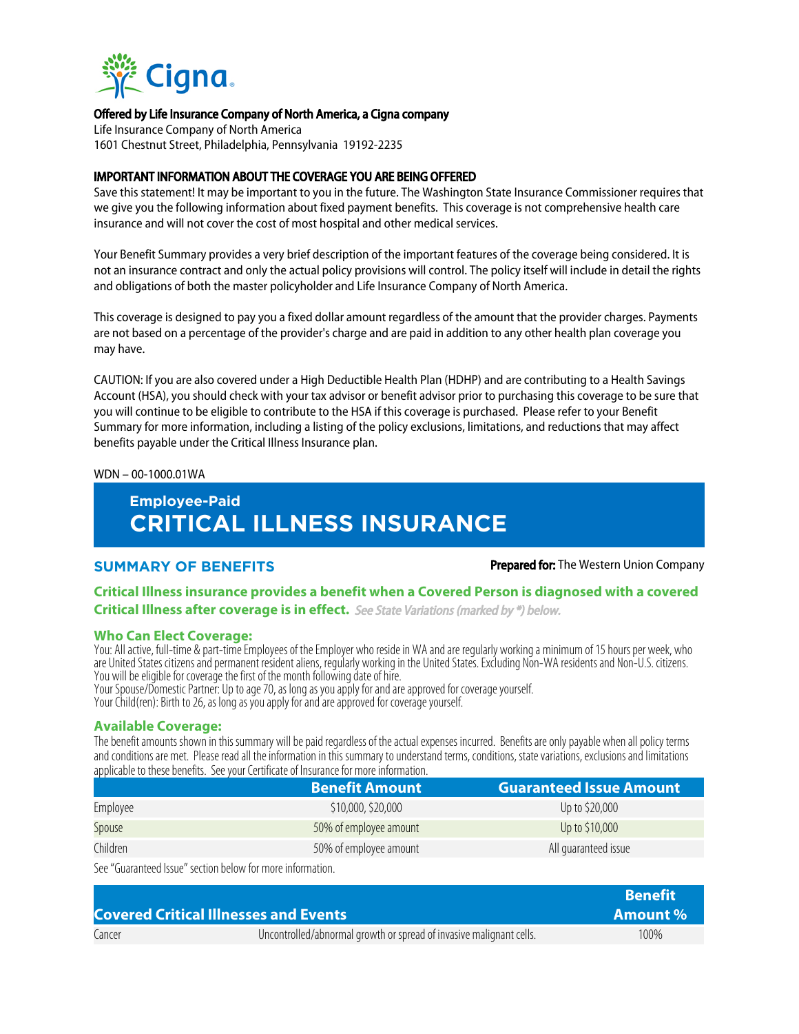**Offered by Life Insurance Company of North America, a Cigna company**
Life Insurance Company of North America
1601 Chestnut Street, Philadelphia, Pennsylvania 19192-2235

**IMPORTANT INFORMATION ABOUT THE COVERAGE YOU ARE BEING OFFERED**
Save this statement! It may be important to you in the future. The Washington State Insurance Commissioner requires that we give you the following information about fixed payment benefits. This coverage is not comprehensive health care insurance and will not cover the cost of most hospital and other medical services.

Your Benefit Summary provides a very brief description of the important features of the coverage being considered. It is not an insurance contract and only the actual policy provisions will control. The policy itself will include in detail the rights and obligations of both the master policyholder and Life Insurance Company of North America.

This coverage is designed to pay you a fixed dollar amount regardless of the amount that the provider charges. Payments are not based on a percentage of the provider's charge and are paid in addition to any other health plan coverage you may have.

CAUTION: If you are also covered under a High Deductible Health Plan (HDHP) and are contributing to a Health Savings Account (HSA), you should check with your tax advisor or benefit advisor prior to purchasing this coverage to be sure that you will continue to be eligible to contribute to the HSA if this coverage is purchased. Please refer to your Benefit Summary for more information, including a listing of the policy exclusions, limitations, and reductions that may affect benefits payable under the Critical Illness Insurance plan.

WDN – 00-1000.01WA

# Employee-Paid CRITICAL ILLNESS INSURANCE

## SUMMARY OF BENEFITS

**Prepared for:** The Western Union Company

### Critical Illness insurance provides a benefit when a Covered Person is diagnosed with a covered Critical Illness after coverage is in effect. *See State Variations (marked by \*) below.*

### Who Can Elect Coverage:

You: All active, full-time & part-time Employees of the Employer who reside in WA and are regularly working a minimum of 15 hours per week, who are United States citizens and permanent resident aliens, regularly working in the United States. Excluding Non-WA residents and Non-U.S. citizens. You will be eligible for coverage the first of the month following date of hire.
Your Spouse/Domestic Partner: Up to age 70, as long as you apply for and are approved for coverage yourself.
Your Child(ren): Birth to 26, as long as you apply for and are approved for coverage yourself.

### Available Coverage:

The benefit amounts shown in this summary will be paid regardless of the actual expenses incurred. Benefits are only payable when all policy terms and conditions are met. Please read all the information in this summary to understand terms, conditions, state variations, exclusions and limitations applicable to these benefits. See your Certificate of Insurance for more information.

| | Benefit Amount | Guaranteed Issue Amount |
|---|---|---|
| Employee | $10,000, $20,000 | Up to $20,000 |
| Spouse | 50% of employee amount | Up to $10,000 |
| Children | 50% of employee amount | All guaranteed issue |

See "Guaranteed Issue" section below for more information.

| Covered Critical Illnesses and Events | | Benefit Amount % |
|---|---|---|
| Cancer | Uncontrolled/abnormal growth or spread of invasive malignant cells. | 100% |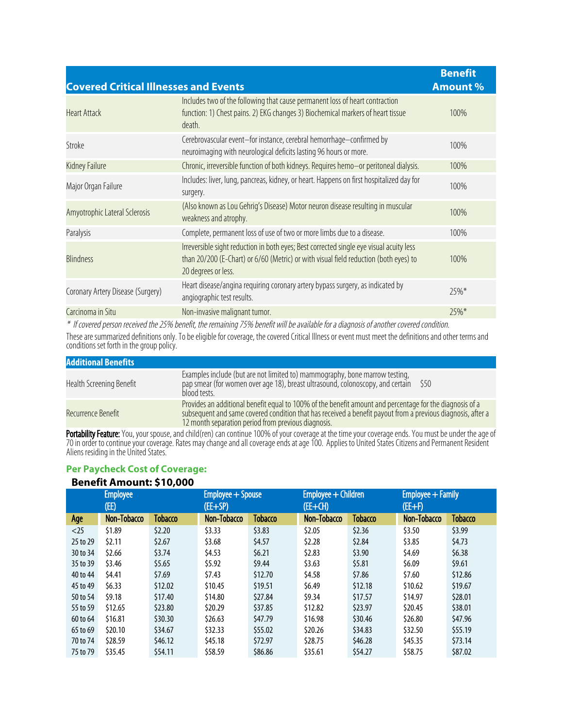| Covered Critical Illnesses and Events | | Benefit Amount % |
|---|---|---|
| Heart Attack | Includes two of the following that cause permanent loss of heart contraction function: 1) Chest pains. 2) EKG changes 3) Biochemical markers of heart tissue death. | 100% |
| Stroke | Cerebrovascular event—for instance, cerebral hemorrhage—confirmed by neuroimaging with neurological deficits lasting 96 hours or more. | 100% |
| Kidney Failure | Chronic, irreversible function of both kidneys. Requires hemo—or peritoneal dialysis. | 100% |
| Major Organ Failure | Includes: liver, lung, pancreas, kidney, or heart. Happens on first hospitalized day for surgery. | 100% |
| Amyotrophic Lateral Sclerosis | (Also known as Lou Gehrig's Disease) Motor neuron disease resulting in muscular weakness and atrophy. | 100% |
| Paralysis | Complete, permanent loss of use of two or more limbs due to a disease. | 100% |
| Blindness | Irreversible sight reduction in both eyes; Best corrected single eye visual acuity less than 20/200 (E-Chart) or 6/60 (Metric) or with visual field reduction (both eyes) to 20 degrees or less. | 100% |
| Coronary Artery Disease (Surgery) | Heart disease/angina requiring coronary artery bypass surgery, as indicated by angiographic test results. | 25%* |
| Carcinoma in Situ | Non-invasive malignant tumor. | 25%* |

*\* If covered person received the 25% benefit, the remaining 75% benefit will be available for a diagnosis of another covered condition.*

These are summarized definitions only. To be eligible for coverage, the covered Critical Illness or event must meet the definitions and other terms and conditions set forth in the group policy.

| Additional Benefits | | |
|---|---|---|
| Health Screening Benefit | Examples include (but are not limited to) mammography, bone marrow testing, pap smear (for women over age 18), breast ultrasound, colonoscopy, and certain blood tests. | $50 |
| Recurrence Benefit | Provides an additional benefit equal to 100% of the benefit amount and percentage for the diagnosis of a subsequent and same covered condition that has received a benefit payout from a previous diagnosis, after a 12 month separation period from previous diagnosis. | |

**Portability Feature:** You, your spouse, and child(ren) can continue 100% of your coverage at the time your coverage ends. You must be under the age of 70 in order to continue your coverage. Rates may change and all coverage ends at age 100. Applies to United States Citizens and Permanent Resident Aliens residing in the United States.

## Per Paycheck Cost of Coverage:

### Benefit Amount: $10,000

| | Employee (EE) | | Employee + Spouse (EE+SP) | | Employee + Children (EE+CH) | | Employee + Family (EE+F) | |
|---|---|---|---|---|---|---|---|---|
| **Age** | **Non-Tobacco** | **Tobacco** | **Non-Tobacco** | **Tobacco** | **Non-Tobacco** | **Tobacco** | **Non-Tobacco** | **Tobacco** |
| <25 | $1.89 | $2.20 | $3.33 | $3.83 | $2.05 | $2.36 | $3.50 | $3.99 |
| 25 to 29 | $2.11 | $2.67 | $3.68 | $4.57 | $2.28 | $2.84 | $3.85 | $4.73 |
| 30 to 34 | $2.66 | $3.74 | $4.53 | $6.21 | $2.83 | $3.90 | $4.69 | $6.38 |
| 35 to 39 | $3.46 | $5.65 | $5.92 | $9.44 | $3.63 | $5.81 | $6.09 | $9.61 |
| 40 to 44 | $4.41 | $7.69 | $7.43 | $12.70 | $4.58 | $7.86 | $7.60 | $12.86 |
| 45 to 49 | $6.33 | $12.02 | $10.45 | $19.51 | $6.49 | $12.18 | $10.62 | $19.67 |
| 50 to 54 | $9.18 | $17.40 | $14.80 | $27.84 | $9.34 | $17.57 | $14.97 | $28.01 |
| 55 to 59 | $12.65 | $23.80 | $20.29 | $37.85 | $12.82 | $23.97 | $20.45 | $38.01 |
| 60 to 64 | $16.81 | $30.30 | $26.63 | $47.79 | $16.98 | $30.46 | $26.80 | $47.96 |
| 65 to 69 | $20.10 | $34.67 | $32.33 | $55.02 | $20.26 | $34.83 | $32.50 | $55.19 |
| 70 to 74 | $28.59 | $46.12 | $45.18 | $72.97 | $28.75 | $46.28 | $45.35 | $73.14 |
| 75 to 79 | $35.45 | $54.11 | $58.59 | $86.86 | $35.61 | $54.27 | $58.75 | $87.02 |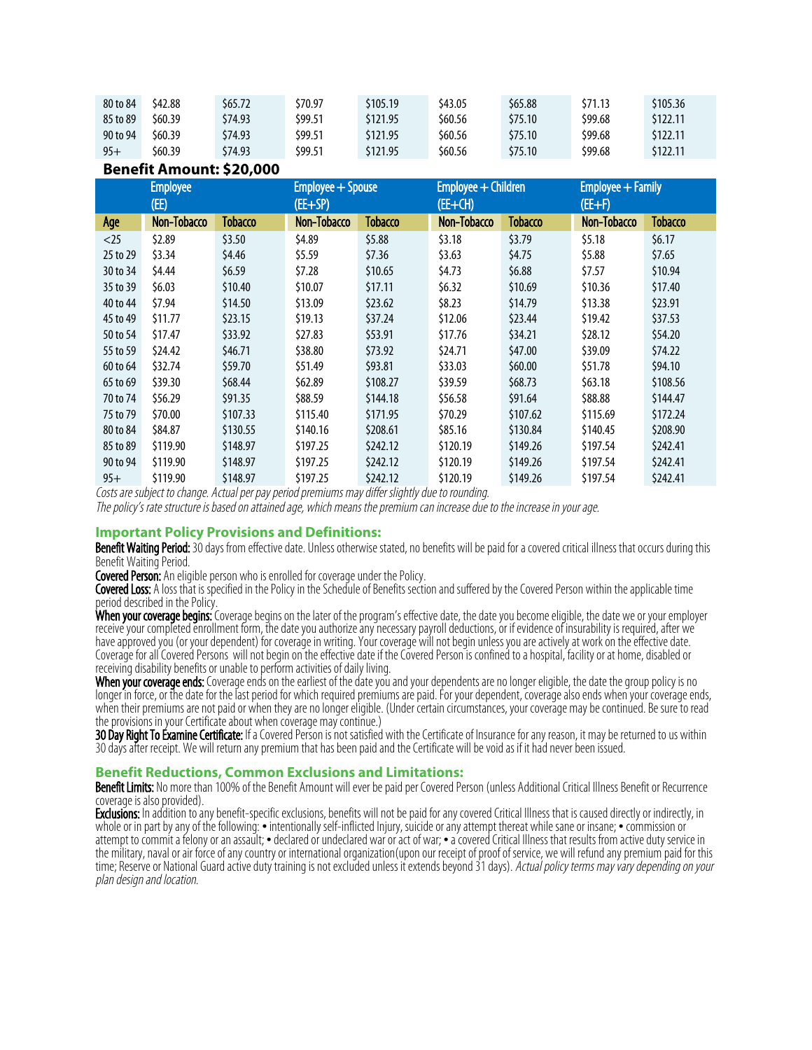| | | | | | | | | |
|---|---|---|---|---|---|---|---|---|
| 80 to 84 | $42.88 | $65.72 | $70.97 | $105.19 | $43.05 | $65.88 | $71.13 | $105.36 |
| 85 to 89 | $60.39 | $74.93 | $99.51 | $121.95 | $60.56 | $75.10 | $99.68 | $122.11 |
| 90 to 94 | $60.39 | $74.93 | $99.51 | $121.95 | $60.56 | $75.10 | $99.68 | $122.11 |
| 95+ | $60.39 | $74.93 | $99.51 | $121.95 | $60.56 | $75.10 | $99.68 | $122.11 |

**Benefit Amount: $20,000**

| | Employee (EE) | | Employee + Spouse (EE+SP) | | Employee + Children (EE+CH) | | Employee + Family (EE+F) | |
|---|---|---|---|---|---|---|---|---|
| Age | Non-Tobacco | Tobacco | Non-Tobacco | Tobacco | Non-Tobacco | Tobacco | Non-Tobacco | Tobacco |
| <25 | $2.89 | $3.50 | $4.89 | $5.88 | $3.18 | $3.79 | $5.18 | $6.17 |
| 25 to 29 | $3.34 | $4.46 | $5.59 | $7.36 | $3.63 | $4.75 | $5.88 | $7.65 |
| 30 to 34 | $4.44 | $6.59 | $7.28 | $10.65 | $4.73 | $6.88 | $7.57 | $10.94 |
| 35 to 39 | $6.03 | $10.40 | $10.07 | $17.11 | $6.32 | $10.69 | $10.36 | $17.40 |
| 40 to 44 | $7.94 | $14.50 | $13.09 | $23.62 | $8.23 | $14.79 | $13.38 | $23.91 |
| 45 to 49 | $11.77 | $23.15 | $19.13 | $37.24 | $12.06 | $23.44 | $19.42 | $37.53 |
| 50 to 54 | $17.47 | $33.92 | $27.83 | $53.91 | $17.76 | $34.21 | $28.12 | $54.20 |
| 55 to 59 | $24.42 | $46.71 | $38.80 | $73.92 | $24.71 | $47.00 | $39.09 | $74.22 |
| 60 to 64 | $32.74 | $59.70 | $51.49 | $93.81 | $33.03 | $60.00 | $51.78 | $94.10 |
| 65 to 69 | $39.30 | $68.44 | $62.89 | $108.27 | $39.59 | $68.73 | $63.18 | $108.56 |
| 70 to 74 | $56.29 | $91.35 | $88.59 | $144.18 | $56.58 | $91.64 | $88.88 | $144.47 |
| 75 to 79 | $70.00 | $107.33 | $115.40 | $171.95 | $70.29 | $107.62 | $115.69 | $172.24 |
| 80 to 84 | $84.87 | $130.55 | $140.16 | $208.61 | $85.16 | $130.84 | $140.45 | $208.90 |
| 85 to 89 | $119.90 | $148.97 | $197.25 | $242.12 | $120.19 | $149.26 | $197.54 | $242.41 |
| 90 to 94 | $119.90 | $148.97 | $197.25 | $242.12 | $120.19 | $149.26 | $197.54 | $242.41 |
| 95+ | $119.90 | $148.97 | $197.25 | $242.12 | $120.19 | $149.26 | $197.54 | $242.41 |

*Costs are subject to change. Actual per pay period premiums may differ slightly due to rounding.*

*The policy's rate structure is based on attained age, which means the premium can increase due to the increase in your age.*

## Important Policy Provisions and Definitions:

**Benefit Waiting Period:** 30 days from effective date. Unless otherwise stated, no benefits will be paid for a covered critical illness that occurs during this Benefit Waiting Period.

**Covered Person:** An eligible person who is enrolled for coverage under the Policy.

**Covered Loss:** A loss that is specified in the Policy in the Schedule of Benefits section and suffered by the Covered Person within the applicable time period described in the Policy.

**When your coverage begins:** Coverage begins on the later of the program's effective date, the date you become eligible, the date we or your employer receive your completed enrollment form, the date you authorize any necessary payroll deductions, or if evidence of insurability is required, after we have approved you (or your dependent) for coverage in writing. Your coverage will not begin unless you are actively at work on the effective date. Coverage for all Covered Persons will not begin on the effective date if the Covered Person is confined to a hospital, facility or at home, disabled or receiving disability benefits or unable to perform activities of daily living.

**When your coverage ends:** Coverage ends on the earliest of the date you and your dependents are no longer eligible, the date the group policy is no longer in force, or the date for the last period for which required premiums are paid. For your dependent, coverage also ends when your coverage ends, when their premiums are not paid or when they are no longer eligible. (Under certain circumstances, your coverage may be continued. Be sure to read the provisions in your Certificate about when coverage may continue.)

**30 Day Right To Examine Certificate:** If a Covered Person is not satisfied with the Certificate of Insurance for any reason, it may be returned to us within 30 days after receipt. We will return any premium that has been paid and the Certificate will be void as if it had never been issued.

## Benefit Reductions, Common Exclusions and Limitations:

**Benefit Limits:** No more than 100% of the Benefit Amount will ever be paid per Covered Person (unless Additional Critical Illness Benefit or Recurrence coverage is also provided).

**Exclusions:** In addition to any benefit-specific exclusions, benefits will not be paid for any covered Critical Illness that is caused directly or indirectly, in whole or in part by any of the following: • intentionally self-inflicted Injury, suicide or any attempt thereat while sane or insane; • commission or attempt to commit a felony or an assault; • declared or undeclared war or act of war; • a covered Critical Illness that results from active duty service in the military, naval or air force of any country or international organization(upon our receipt of proof of service, we will refund any premium paid for this time; Reserve or National Guard active duty training is not excluded unless it extends beyond 31 days). *Actual policy terms may vary depending on your plan design and location.*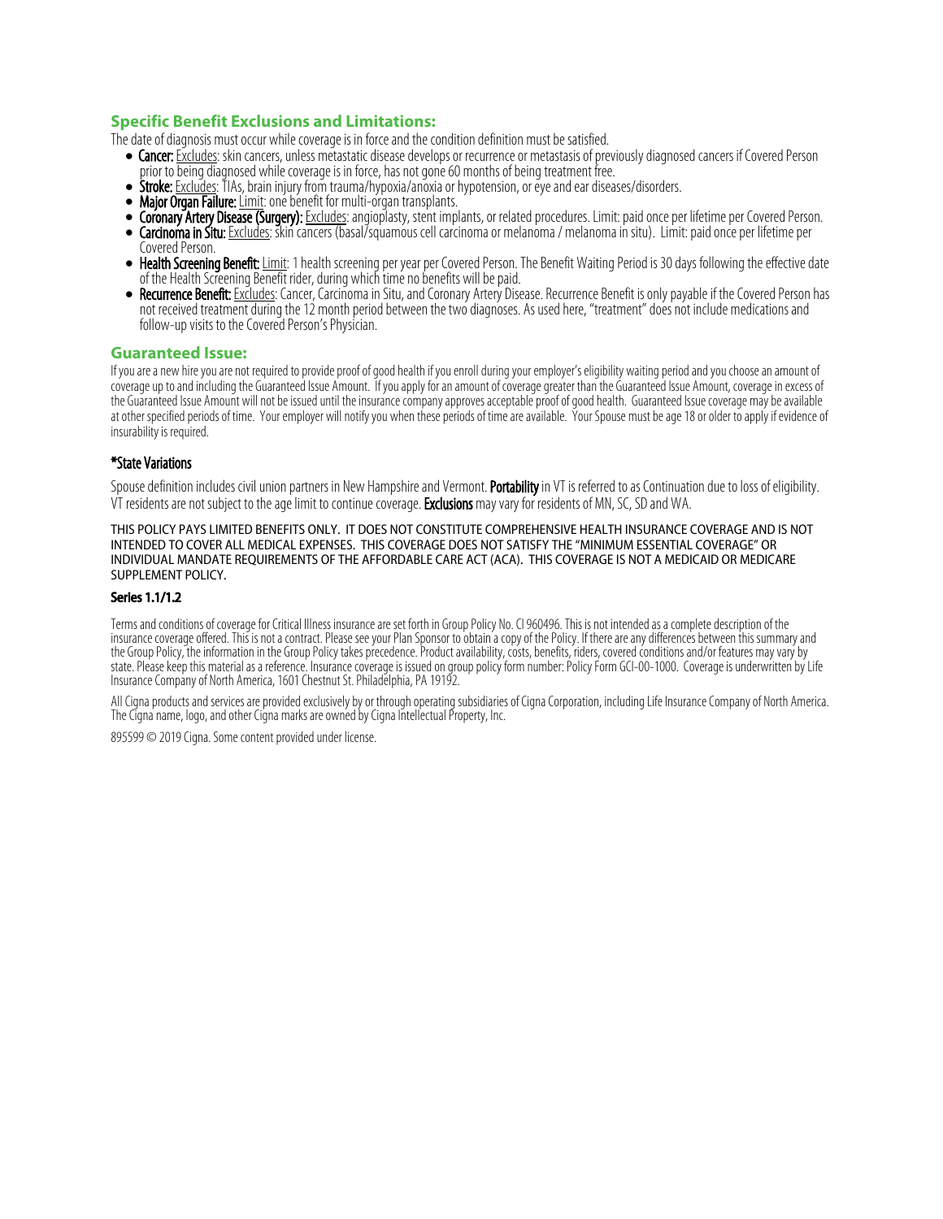## Specific Benefit Exclusions and Limitations:

The date of diagnosis must occur while coverage is in force and the condition definition must be satisfied.

- **Cancer:** Excludes: skin cancers, unless metastatic disease develops or recurrence or metastasis of previously diagnosed cancers if Covered Person prior to being diagnosed while coverage is in force, has not gone 60 months of being treatment free.
- **Stroke:** Excludes: TIAs, brain injury from trauma/hypoxia/anoxia or hypotension, or eye and ear diseases/disorders.
- **Major Organ Failure:** Limit: one benefit for multi-organ transplants.
- **Coronary Artery Disease (Surgery):** Excludes: angioplasty, stent implants, or related procedures. Limit: paid once per lifetime per Covered Person.
- **Carcinoma in Situ:** Excludes: skin cancers (basal/squamous cell carcinoma or melanoma / melanoma in situ). Limit: paid once per lifetime per Covered Person.
- **Health Screening Benefit:** Limit: 1 health screening per year per Covered Person. The Benefit Waiting Period is 30 days following the effective date of the Health Screening Benefit rider, during which time no benefits will be paid.
- **Recurrence Benefit:** Excludes: Cancer, Carcinoma in Situ, and Coronary Artery Disease. Recurrence Benefit is only payable if the Covered Person has not received treatment during the 12 month period between the two diagnoses. As used here, "treatment" does not include medications and follow-up visits to the Covered Person's Physician.

## Guaranteed Issue:

If you are a new hire you are not required to provide proof of good health if you enroll during your employer's eligibility waiting period and you choose an amount of coverage up to and including the Guaranteed Issue Amount. If you apply for an amount of coverage greater than the Guaranteed Issue Amount, coverage in excess of the Guaranteed Issue Amount will not be issued until the insurance company approves acceptable proof of good health. Guaranteed Issue coverage may be available at other specified periods of time. Your employer will notify you when these periods of time are available. Your Spouse must be age 18 or older to apply if evidence of insurability is required.

### *State Variations

Spouse definition includes civil union partners in New Hampshire and Vermont. **Portability** in VT is referred to as Continuation due to loss of eligibility. VT residents are not subject to the age limit to continue coverage. **Exclusions** may vary for residents of MN, SC, SD and WA.

THIS POLICY PAYS LIMITED BENEFITS ONLY. IT DOES NOT CONSTITUTE COMPREHENSIVE HEALTH INSURANCE COVERAGE AND IS NOT INTENDED TO COVER ALL MEDICAL EXPENSES. THIS COVERAGE DOES NOT SATISFY THE "MINIMUM ESSENTIAL COVERAGE" OR INDIVIDUAL MANDATE REQUIREMENTS OF THE AFFORDABLE CARE ACT (ACA). THIS COVERAGE IS NOT A MEDICAID OR MEDICARE SUPPLEMENT POLICY.

**Series 1.1/1.2**

Terms and conditions of coverage for Critical Illness insurance are set forth in Group Policy No. CI 960496. This is not intended as a complete description of the insurance coverage offered. This is not a contract. Please see your Plan Sponsor to obtain a copy of the Policy. If there are any differences between this summary and the Group Policy, the information in the Group Policy takes precedence. Product availability, costs, benefits, riders, covered conditions and/or features may vary by state. Please keep this material as a reference. Insurance coverage is issued on group policy form number: Policy Form GCI-00-1000. Coverage is underwritten by Life Insurance Company of North America, 1601 Chestnut St. Philadelphia, PA 19192.

All Cigna products and services are provided exclusively by or through operating subsidiaries of Cigna Corporation, including Life Insurance Company of North America. The Cigna name, logo, and other Cigna marks are owned by Cigna Intellectual Property, Inc.

895599 © 2019 Cigna. Some content provided under license.